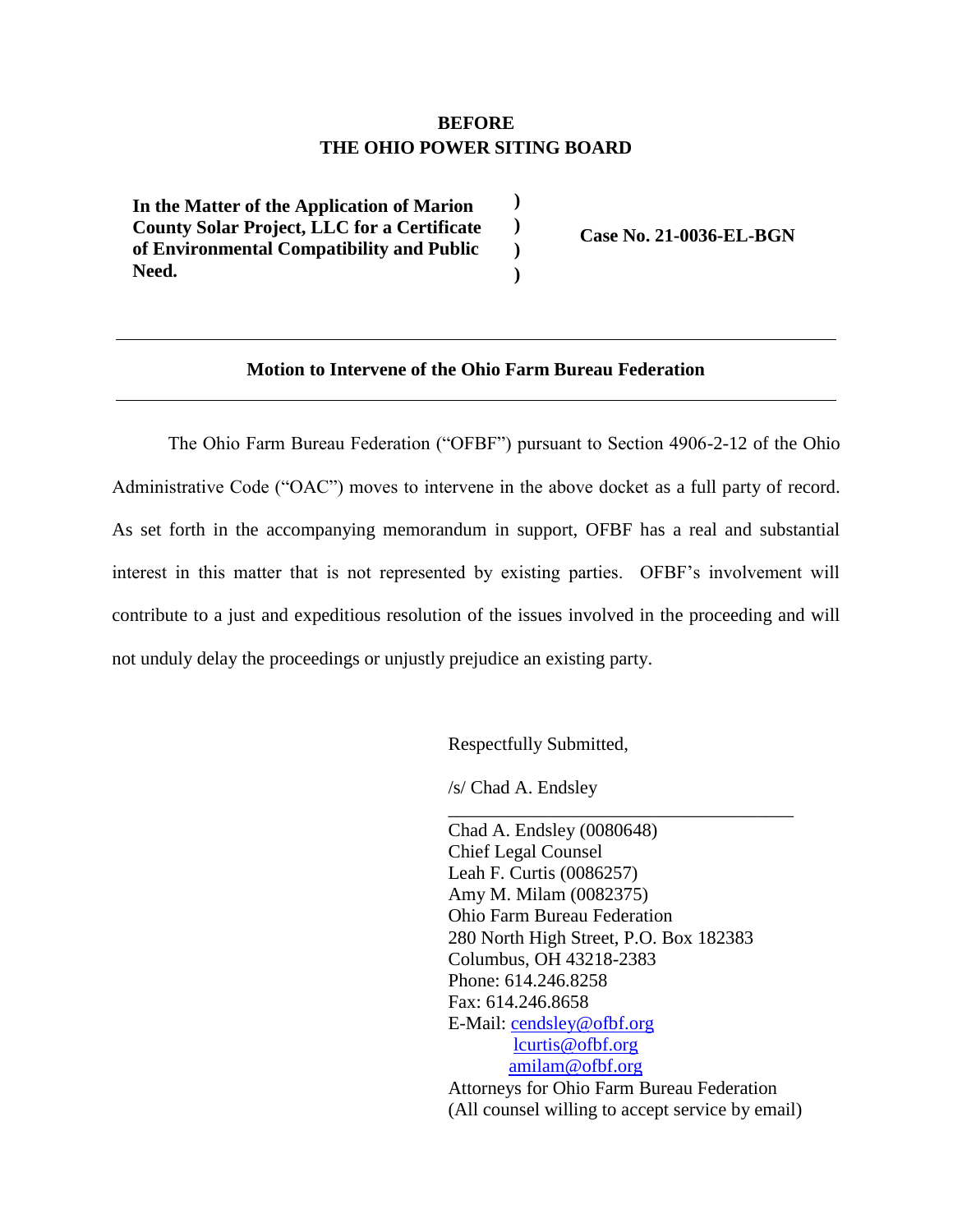**BEFORE**
**THE OHIO POWER SITING BOARD**

| | | |
|---|---|---|
| **In the Matter of the Application of Marion County Solar Project, LLC for a Certificate of Environmental Compatibility and Public Need.** | **)**<br>**)**<br>**)**<br>**)** | **Case No. 21-0036-EL-BGN** |

---

**Motion to Intervene of the Ohio Farm Bureau Federation**

---

The Ohio Farm Bureau Federation ("OFBF") pursuant to Section 4906-2-12 of the Ohio Administrative Code ("OAC") moves to intervene in the above docket as a full party of record. As set forth in the accompanying memorandum in support, OFBF has a real and substantial interest in this matter that is not represented by existing parties. OFBF's involvement will contribute to a just and expeditious resolution of the issues involved in the proceeding and will not unduly delay the proceedings or unjustly prejudice an existing party.

Respectfully Submitted,

/s/ Chad A. Endsley

Chad A. Endsley (0080648)
Chief Legal Counsel
Leah F. Curtis (0086257)
Amy M. Milam (0082375)
Ohio Farm Bureau Federation
280 North High Street, P.O. Box 182383
Columbus, OH 43218-2383
Phone: 614.246.8258
Fax: 614.246.8658
E-Mail: cendsley@ofbf.org
lcurtis@ofbf.org
amilam@ofbf.org
Attorneys for Ohio Farm Bureau Federation
(All counsel willing to accept service by email)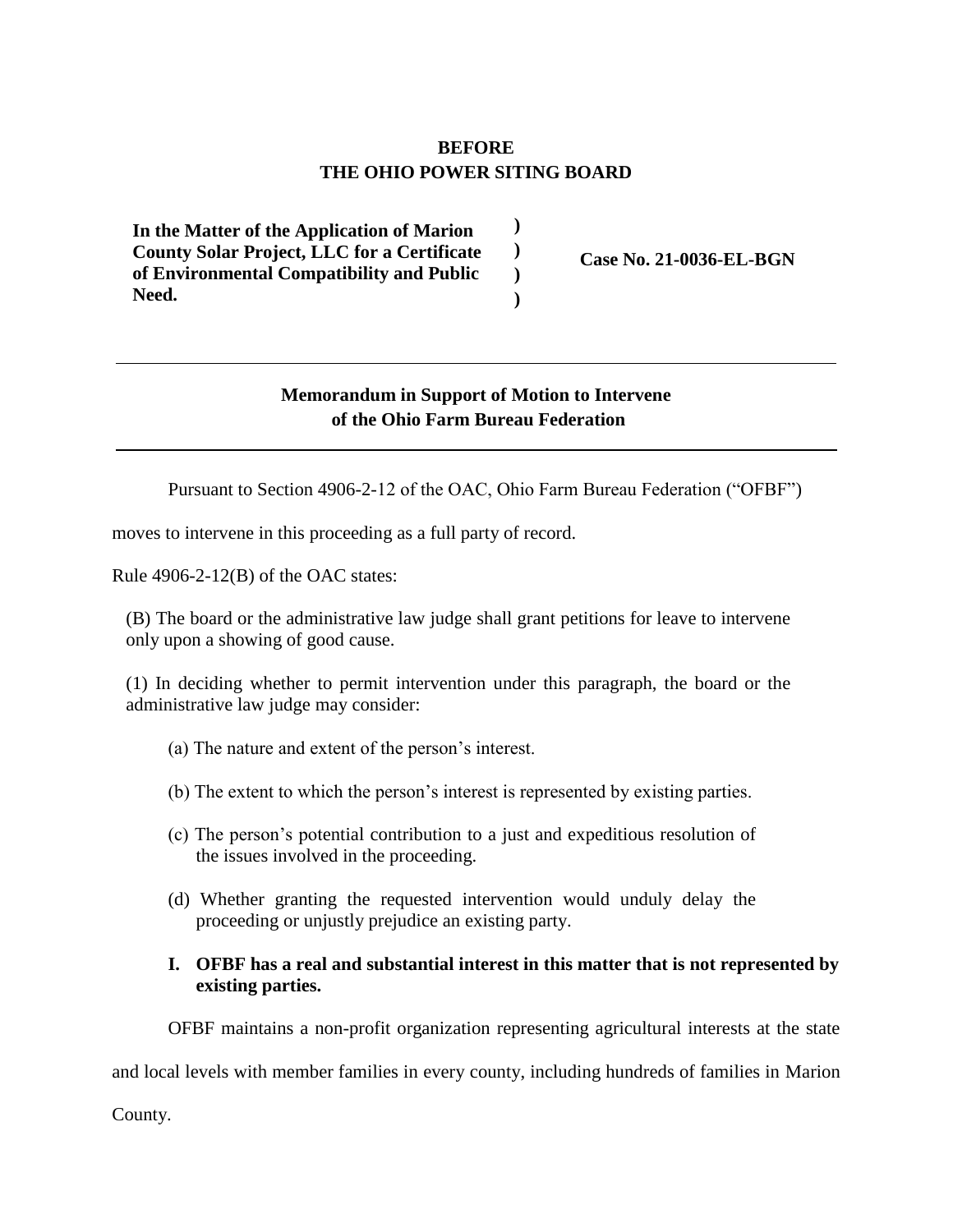**BEFORE**
**THE OHIO POWER SITING BOARD**

| | | |
|---|---|---|
| **In the Matter of the Application of Marion County Solar Project, LLC for a Certificate of Environmental Compatibility and Public Need.** | **)**<br>**)**<br>**)**<br>**)** | **Case No. 21-0036-EL-BGN** |

---

**Memorandum in Support of Motion to Intervene of the Ohio Farm Bureau Federation**

---

Pursuant to Section 4906-2-12 of the OAC, Ohio Farm Bureau Federation ("OFBF") moves to intervene in this proceeding as a full party of record.

Rule 4906-2-12(B) of the OAC states:

> (B) The board or the administrative law judge shall grant petitions for leave to intervene only upon a showing of good cause.
>
> (1) In deciding whether to permit intervention under this paragraph, the board or the administrative law judge may consider:
>
> (a) The nature and extent of the person's interest.
>
> (b) The extent to which the person's interest is represented by existing parties.
>
> (c) The person's potential contribution to a just and expeditious resolution of the issues involved in the proceeding.
>
> (d) Whether granting the requested intervention would unduly delay the proceeding or unjustly prejudice an existing party.

**I. OFBF has a real and substantial interest in this matter that is not represented by existing parties.**

OFBF maintains a non-profit organization representing agricultural interests at the state and local levels with member families in every county, including hundreds of families in Marion County.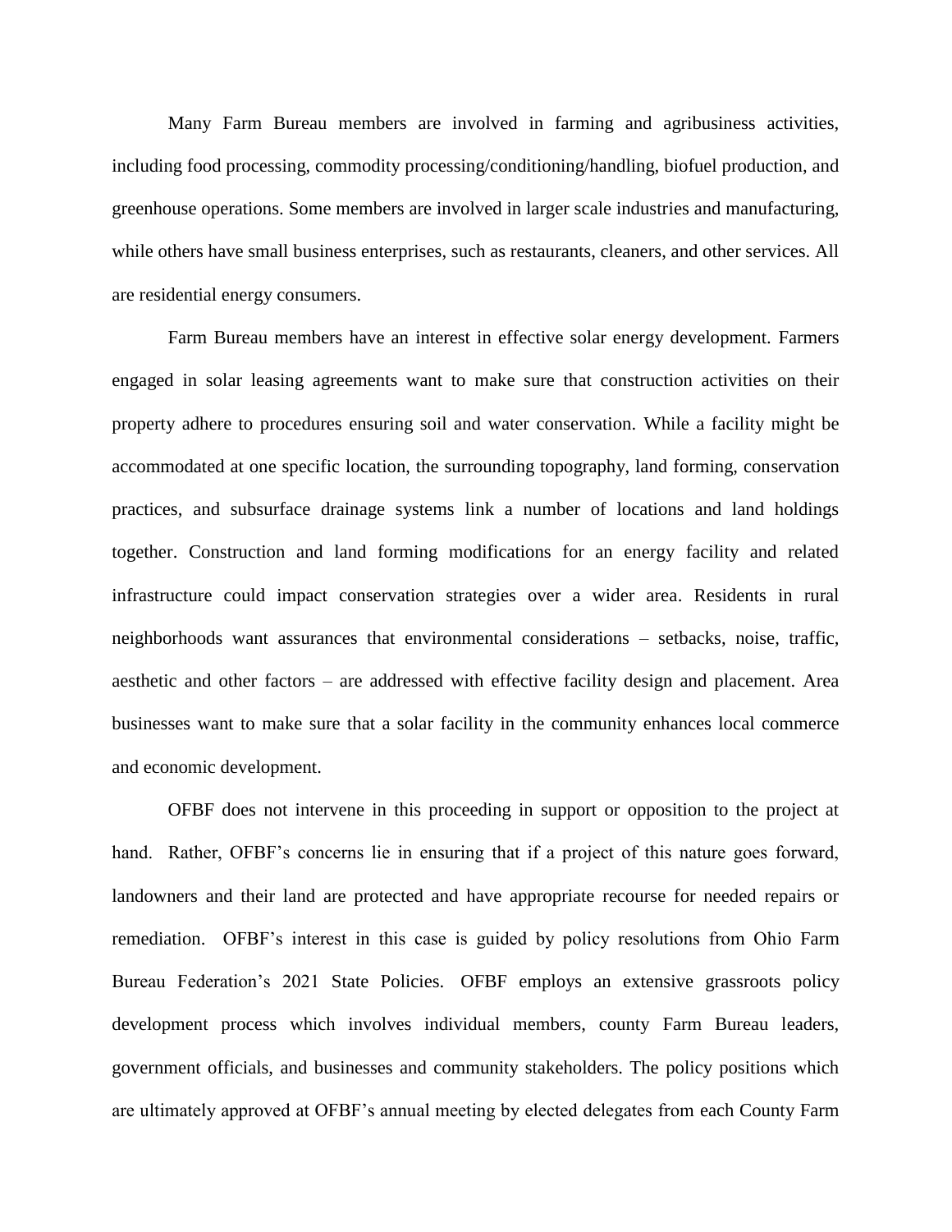Many Farm Bureau members are involved in farming and agribusiness activities, including food processing, commodity processing/conditioning/handling, biofuel production, and greenhouse operations. Some members are involved in larger scale industries and manufacturing, while others have small business enterprises, such as restaurants, cleaners, and other services. All are residential energy consumers.

Farm Bureau members have an interest in effective solar energy development. Farmers engaged in solar leasing agreements want to make sure that construction activities on their property adhere to procedures ensuring soil and water conservation. While a facility might be accommodated at one specific location, the surrounding topography, land forming, conservation practices, and subsurface drainage systems link a number of locations and land holdings together. Construction and land forming modifications for an energy facility and related infrastructure could impact conservation strategies over a wider area. Residents in rural neighborhoods want assurances that environmental considerations – setbacks, noise, traffic, aesthetic and other factors – are addressed with effective facility design and placement. Area businesses want to make sure that a solar facility in the community enhances local commerce and economic development.

OFBF does not intervene in this proceeding in support or opposition to the project at hand. Rather, OFBF's concerns lie in ensuring that if a project of this nature goes forward, landowners and their land are protected and have appropriate recourse for needed repairs or remediation. OFBF's interest in this case is guided by policy resolutions from Ohio Farm Bureau Federation's 2021 State Policies. OFBF employs an extensive grassroots policy development process which involves individual members, county Farm Bureau leaders, government officials, and businesses and community stakeholders. The policy positions which are ultimately approved at OFBF's annual meeting by elected delegates from each County Farm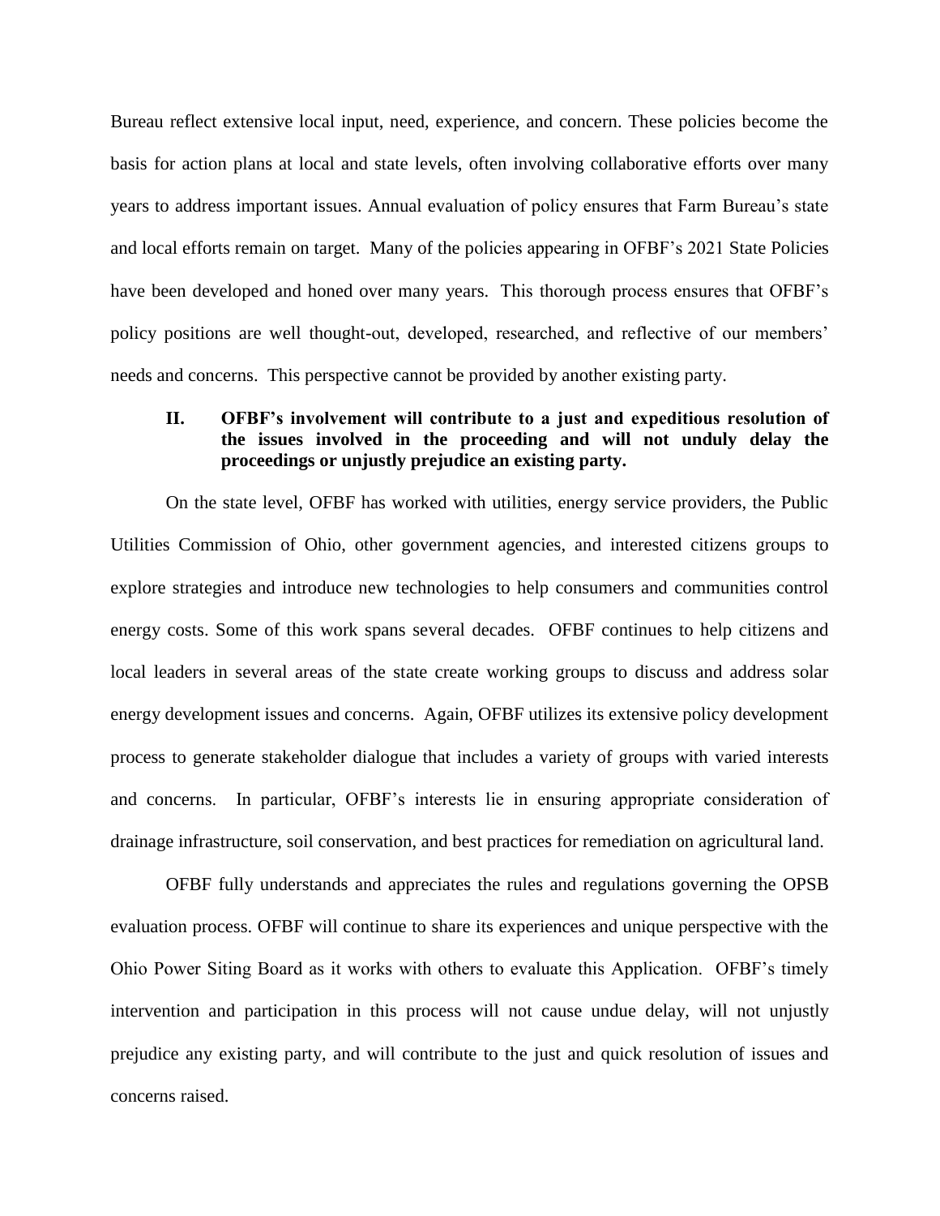Bureau reflect extensive local input, need, experience, and concern. These policies become the basis for action plans at local and state levels, often involving collaborative efforts over many years to address important issues. Annual evaluation of policy ensures that Farm Bureau's state and local efforts remain on target. Many of the policies appearing in OFBF's 2021 State Policies have been developed and honed over many years. This thorough process ensures that OFBF's policy positions are well thought-out, developed, researched, and reflective of our members' needs and concerns. This perspective cannot be provided by another existing party.

## II. OFBF's involvement will contribute to a just and expeditious resolution of the issues involved in the proceeding and will not unduly delay the proceedings or unjustly prejudice an existing party.

On the state level, OFBF has worked with utilities, energy service providers, the Public Utilities Commission of Ohio, other government agencies, and interested citizens groups to explore strategies and introduce new technologies to help consumers and communities control energy costs. Some of this work spans several decades. OFBF continues to help citizens and local leaders in several areas of the state create working groups to discuss and address solar energy development issues and concerns. Again, OFBF utilizes its extensive policy development process to generate stakeholder dialogue that includes a variety of groups with varied interests and concerns. In particular, OFBF's interests lie in ensuring appropriate consideration of drainage infrastructure, soil conservation, and best practices for remediation on agricultural land.

OFBF fully understands and appreciates the rules and regulations governing the OPSB evaluation process. OFBF will continue to share its experiences and unique perspective with the Ohio Power Siting Board as it works with others to evaluate this Application. OFBF's timely intervention and participation in this process will not cause undue delay, will not unjustly prejudice any existing party, and will contribute to the just and quick resolution of issues and concerns raised.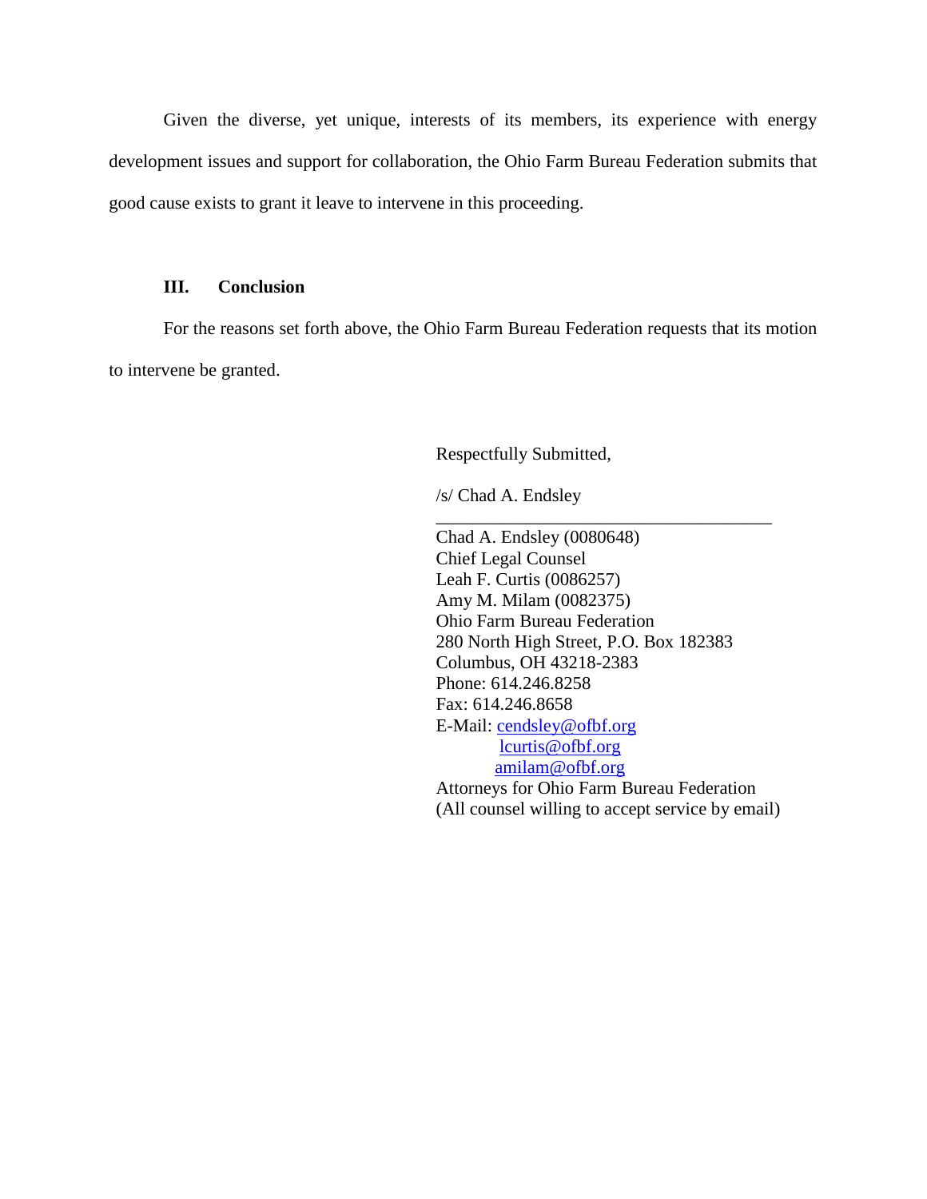Given the diverse, yet unique, interests of its members, its experience with energy development issues and support for collaboration, the Ohio Farm Bureau Federation submits that good cause exists to grant it leave to intervene in this proceeding.

## III. Conclusion

For the reasons set forth above, the Ohio Farm Bureau Federation requests that its motion to intervene be granted.

Respectfully Submitted,

/s/ Chad A. Endsley

\_\_\_\_\_\_\_\_\_\_\_\_\_\_\_\_\_\_\_\_\_\_\_\_\_\_\_\_\_\_\_\_\_\_\_\_

Chad A. Endsley (0080648)
Chief Legal Counsel
Leah F. Curtis (0086257)
Amy M. Milam (0082375)
Ohio Farm Bureau Federation
280 North High Street, P.O. Box 182383
Columbus, OH 43218-2383
Phone: 614.246.8258
Fax: 614.246.8658
E-Mail: cendsley@ofbf.org
lcurtis@ofbf.org
amilam@ofbf.org
Attorneys for Ohio Farm Bureau Federation
(All counsel willing to accept service by email)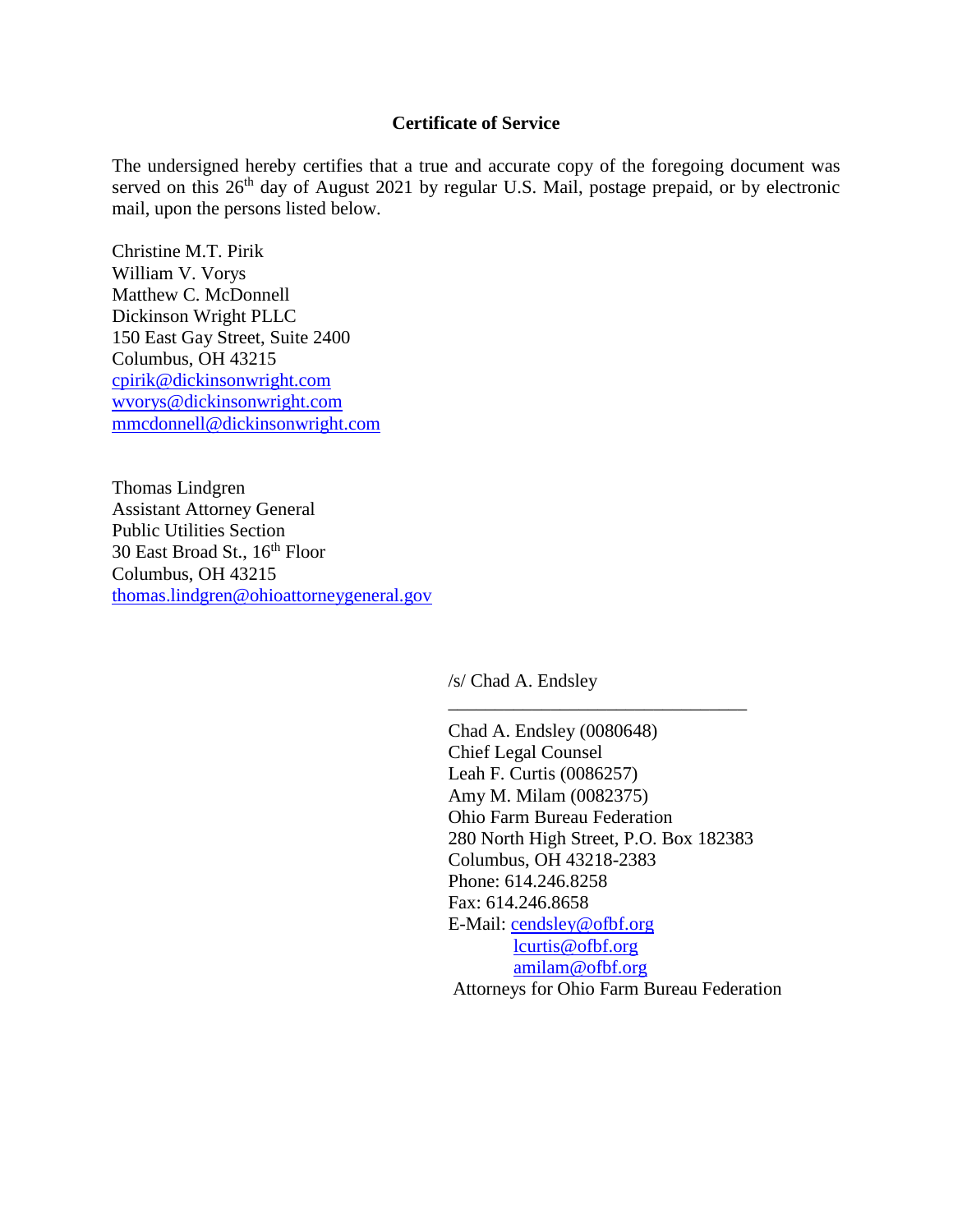**Certificate of Service**

The undersigned hereby certifies that a true and accurate copy of the foregoing document was served on this 26th day of August 2021 by regular U.S. Mail, postage prepaid, or by electronic mail, upon the persons listed below.

Christine M.T. Pirik
William V. Vorys
Matthew C. McDonnell
Dickinson Wright PLLC
150 East Gay Street, Suite 2400
Columbus, OH 43215
cpirik@dickinsonwright.com
wvorys@dickinsonwright.com
mmcdonnell@dickinsonwright.com

Thomas Lindgren
Assistant Attorney General
Public Utilities Section
30 East Broad St., 16th Floor
Columbus, OH 43215
thomas.lindgren@ohioattorneygeneral.gov

/s/ Chad A. Endsley
\_\_\_\_\_\_\_\_\_\_\_\_\_\_\_\_\_\_\_\_\_\_\_\_\_\_\_\_\_\_\_\_

Chad A. Endsley (0080648)
Chief Legal Counsel
Leah F. Curtis (0086257)
Amy M. Milam (0082375)
Ohio Farm Bureau Federation
280 North High Street, P.O. Box 182383
Columbus, OH 43218-2383
Phone: 614.246.8258
Fax: 614.246.8658
E-Mail: cendsley@ofbf.org
lcurtis@ofbf.org
amilam@ofbf.org
Attorneys for Ohio Farm Bureau Federation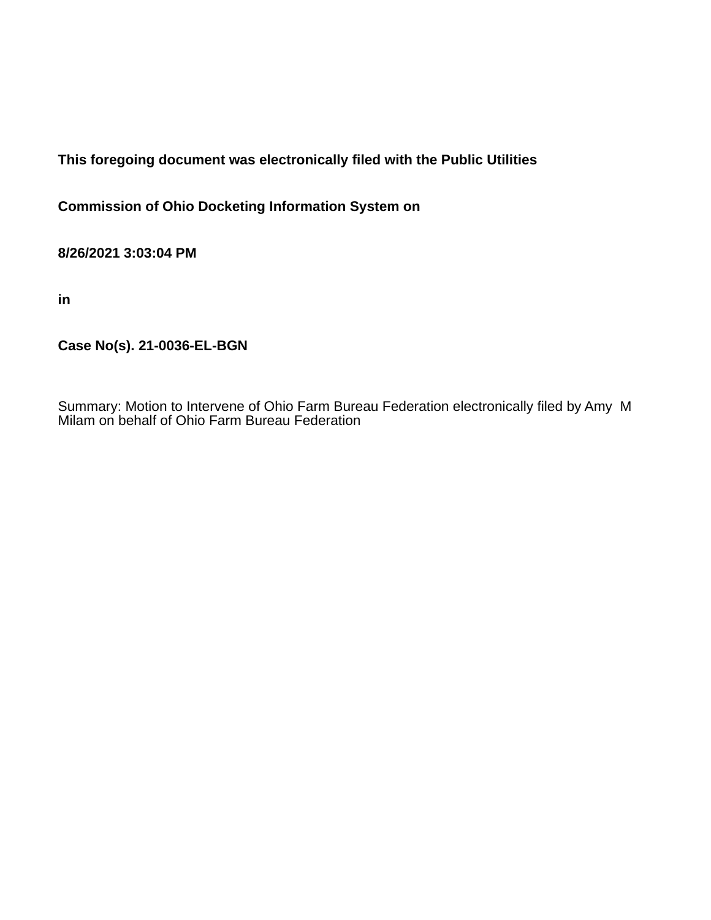**This foregoing document was electronically filed with the Public Utilities**

**Commission of Ohio Docketing Information System on**

**8/26/2021 3:03:04 PM**

**in**

**Case No(s). 21-0036-EL-BGN**

Summary: Motion to Intervene of Ohio Farm Bureau Federation electronically filed by Amy M Milam on behalf of Ohio Farm Bureau Federation